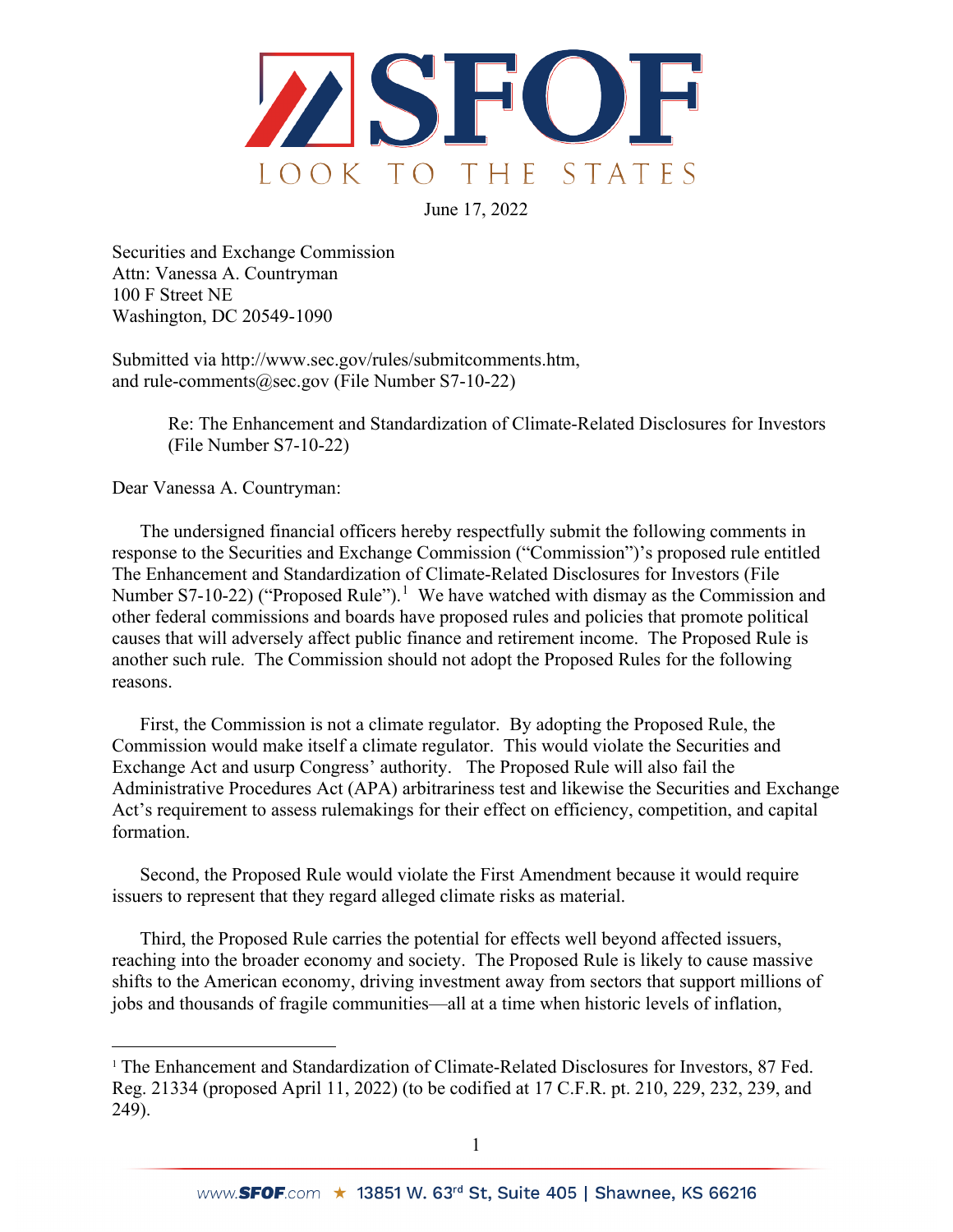# SFOF

LOOK TO THE STATES

June 17, 2022

Securities and Exchange Commission
Attn: Vanessa A. Countryman
100 F Street NE
Washington, DC 20549-1090

Submitted via http://www.sec.gov/rules/submitcomments.htm,
and rule-comments@sec.gov (File Number S7-10-22)

> Re: The Enhancement and Standardization of Climate-Related Disclosures for Investors (File Number S7-10-22)

Dear Vanessa A. Countryman:

The undersigned financial officers hereby respectfully submit the following comments in response to the Securities and Exchange Commission ("Commission")'s proposed rule entitled The Enhancement and Standardization of Climate-Related Disclosures for Investors (File Number S7-10-22) ("Proposed Rule").[1] We have watched with dismay as the Commission and other federal commissions and boards have proposed rules and policies that promote political causes that will adversely affect public finance and retirement income. The Proposed Rule is another such rule. The Commission should not adopt the Proposed Rules for the following reasons.

First, the Commission is not a climate regulator. By adopting the Proposed Rule, the Commission would make itself a climate regulator. This would violate the Securities and Exchange Act and usurp Congress' authority. The Proposed Rule will also fail the Administrative Procedures Act (APA) arbitrariness test and likewise the Securities and Exchange Act's requirement to assess rulemakings for their effect on efficiency, competition, and capital formation.

Second, the Proposed Rule would violate the First Amendment because it would require issuers to represent that they regard alleged climate risks as material.

Third, the Proposed Rule carries the potential for effects well beyond affected issuers, reaching into the broader economy and society. The Proposed Rule is likely to cause massive shifts to the American economy, driving investment away from sectors that support millions of jobs and thousands of fragile communities—all at a time when historic levels of inflation,

[1] The Enhancement and Standardization of Climate-Related Disclosures for Investors, 87 Fed. Reg. 21334 (proposed April 11, 2022) (to be codified at 17 C.F.R. pt. 210, 229, 232, 239, and 249).

www.SFOF.com ★ 13851 W. 63rd St, Suite 405 | Shawnee, KS 66216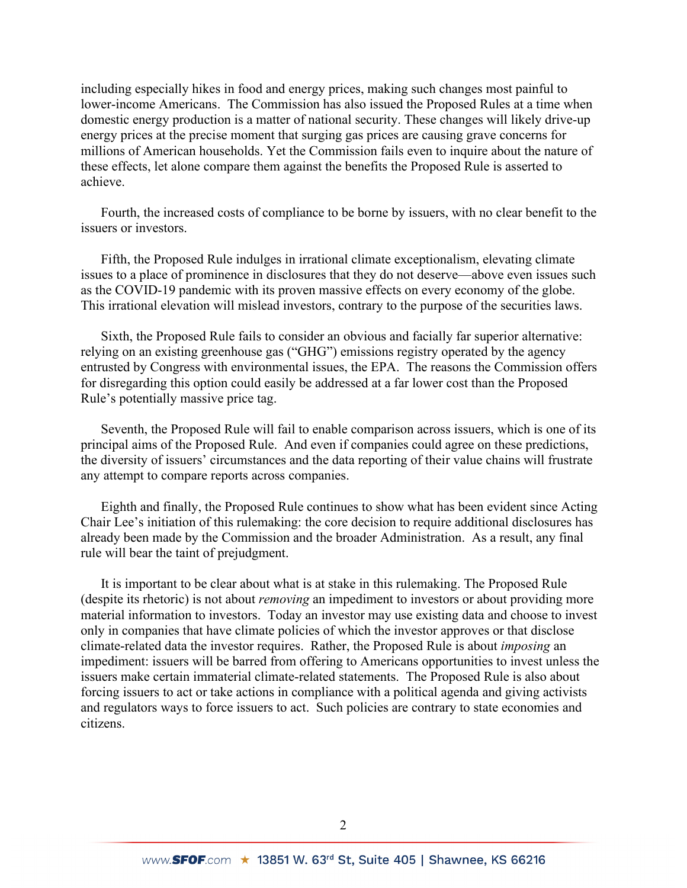including especially hikes in food and energy prices, making such changes most painful to lower-income Americans. The Commission has also issued the Proposed Rules at a time when domestic energy production is a matter of national security. These changes will likely drive-up energy prices at the precise moment that surging gas prices are causing grave concerns for millions of American households. Yet the Commission fails even to inquire about the nature of these effects, let alone compare them against the benefits the Proposed Rule is asserted to achieve.

Fourth, the increased costs of compliance to be borne by issuers, with no clear benefit to the issuers or investors.

Fifth, the Proposed Rule indulges in irrational climate exceptionalism, elevating climate issues to a place of prominence in disclosures that they do not deserve—above even issues such as the COVID-19 pandemic with its proven massive effects on every economy of the globe. This irrational elevation will mislead investors, contrary to the purpose of the securities laws.

Sixth, the Proposed Rule fails to consider an obvious and facially far superior alternative: relying on an existing greenhouse gas ("GHG") emissions registry operated by the agency entrusted by Congress with environmental issues, the EPA. The reasons the Commission offers for disregarding this option could easily be addressed at a far lower cost than the Proposed Rule's potentially massive price tag.

Seventh, the Proposed Rule will fail to enable comparison across issuers, which is one of its principal aims of the Proposed Rule. And even if companies could agree on these predictions, the diversity of issuers' circumstances and the data reporting of their value chains will frustrate any attempt to compare reports across companies.

Eighth and finally, the Proposed Rule continues to show what has been evident since Acting Chair Lee's initiation of this rulemaking: the core decision to require additional disclosures has already been made by the Commission and the broader Administration. As a result, any final rule will bear the taint of prejudgment.

It is important to be clear about what is at stake in this rulemaking. The Proposed Rule (despite its rhetoric) is not about *removing* an impediment to investors or about providing more material information to investors. Today an investor may use existing data and choose to invest only in companies that have climate policies of which the investor approves or that disclose climate-related data the investor requires. Rather, the Proposed Rule is about *imposing* an impediment: issuers will be barred from offering to Americans opportunities to invest unless the issuers make certain immaterial climate-related statements. The Proposed Rule is also about forcing issuers to act or take actions in compliance with a political agenda and giving activists and regulators ways to force issuers to act. Such policies are contrary to state economies and citizens.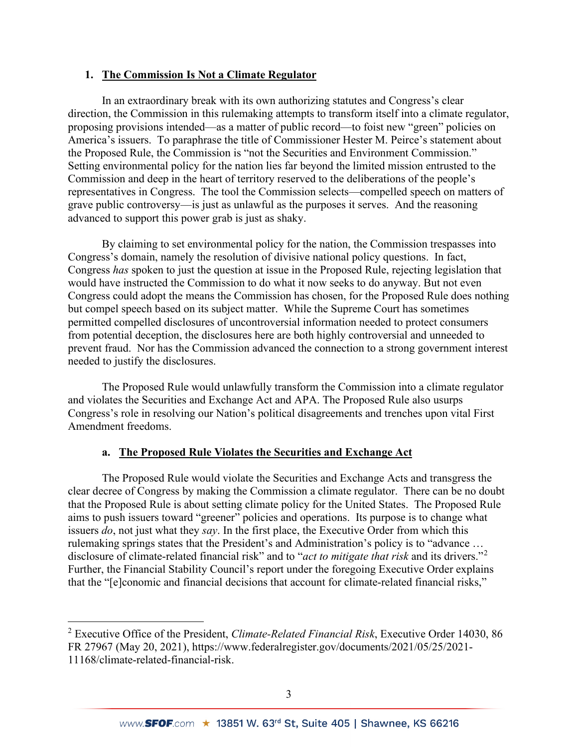### 1. <u>The Commission Is Not a Climate Regulator</u>

In an extraordinary break with its own authorizing statutes and Congress's clear direction, the Commission in this rulemaking attempts to transform itself into a climate regulator, proposing provisions intended—as a matter of public record—to foist new "green" policies on America's issuers. To paraphrase the title of Commissioner Hester M. Peirce's statement about the Proposed Rule, the Commission is "not the Securities and Environment Commission." Setting environmental policy for the nation lies far beyond the limited mission entrusted to the Commission and deep in the heart of territory reserved to the deliberations of the people's representatives in Congress. The tool the Commission selects—compelled speech on matters of grave public controversy—is just as unlawful as the purposes it serves. And the reasoning advanced to support this power grab is just as shaky.

By claiming to set environmental policy for the nation, the Commission trespasses into Congress's domain, namely the resolution of divisive national policy questions. In fact, Congress *has* spoken to just the question at issue in the Proposed Rule, rejecting legislation that would have instructed the Commission to do what it now seeks to do anyway. But not even Congress could adopt the means the Commission has chosen, for the Proposed Rule does nothing but compel speech based on its subject matter. While the Supreme Court has sometimes permitted compelled disclosures of uncontroversial information needed to protect consumers from potential deception, the disclosures here are both highly controversial and unneeded to prevent fraud. Nor has the Commission advanced the connection to a strong government interest needed to justify the disclosures.

The Proposed Rule would unlawfully transform the Commission into a climate regulator and violates the Securities and Exchange Act and APA. The Proposed Rule also usurps Congress's role in resolving our Nation's political disagreements and trenches upon vital First Amendment freedoms.

#### a. <u>The Proposed Rule Violates the Securities and Exchange Act</u>

The Proposed Rule would violate the Securities and Exchange Acts and transgress the clear decree of Congress by making the Commission a climate regulator. There can be no doubt that the Proposed Rule is about setting climate policy for the United States. The Proposed Rule aims to push issuers toward "greener" policies and operations. Its purpose is to change what issuers *do*, not just what they *say*. In the first place, the Executive Order from which this rulemaking springs states that the President's and Administration's policy is to "advance … disclosure of climate-related financial risk" and to "*act to mitigate that risk* and its drivers."[2] Further, the Financial Stability Council's report under the foregoing Executive Order explains that the "[e]conomic and financial decisions that account for climate-related financial risks,"

---

[2] Executive Office of the President, *Climate-Related Financial Risk*, Executive Order 14030, 86 FR 27967 (May 20, 2021), https://www.federalregister.gov/documents/2021/05/25/2021-11168/climate-related-financial-risk.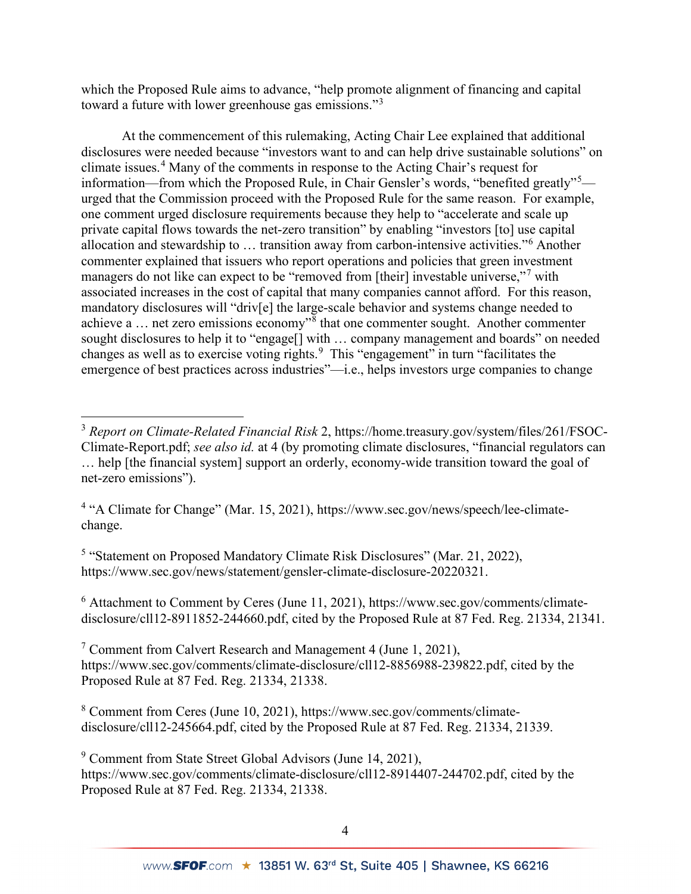which the Proposed Rule aims to advance, "help promote alignment of financing and capital toward a future with lower greenhouse gas emissions."[3]

At the commencement of this rulemaking, Acting Chair Lee explained that additional disclosures were needed because "investors want to and can help drive sustainable solutions" on climate issues.[4] Many of the comments in response to the Acting Chair's request for information—from which the Proposed Rule, in Chair Gensler's words, "benefited greatly"[5]—urged that the Commission proceed with the Proposed Rule for the same reason. For example, one comment urged disclosure requirements because they help to "accelerate and scale up private capital flows towards the net-zero transition" by enabling "investors [to] use capital allocation and stewardship to … transition away from carbon-intensive activities."[6] Another commenter explained that issuers who report operations and policies that green investment managers do not like can expect to be "removed from [their] investable universe,"[7] with associated increases in the cost of capital that many companies cannot afford. For this reason, mandatory disclosures will "driv[e] the large-scale behavior and systems change needed to achieve a … net zero emissions economy"[8] that one commenter sought. Another commenter sought disclosures to help it to "engage[] with … company management and boards" on needed changes as well as to exercise voting rights.[9] This "engagement" in turn "facilitates the emergence of best practices across industries"—i.e., helps investors urge companies to change

---

[3] *Report on Climate-Related Financial Risk* 2, https://home.treasury.gov/system/files/261/FSOC-Climate-Report.pdf; *see also id.* at 4 (by promoting climate disclosures, "financial regulators can … help [the financial system] support an orderly, economy-wide transition toward the goal of net-zero emissions").

[4] "A Climate for Change" (Mar. 15, 2021), https://www.sec.gov/news/speech/lee-climate-change.

[5] "Statement on Proposed Mandatory Climate Risk Disclosures" (Mar. 21, 2022), https://www.sec.gov/news/statement/gensler-climate-disclosure-20220321.

[6] Attachment to Comment by Ceres (June 11, 2021), https://www.sec.gov/comments/climate-disclosure/cll12-8911852-244660.pdf, cited by the Proposed Rule at 87 Fed. Reg. 21334, 21341.

[7] Comment from Calvert Research and Management 4 (June 1, 2021), https://www.sec.gov/comments/climate-disclosure/cll12-8856988-239822.pdf, cited by the Proposed Rule at 87 Fed. Reg. 21334, 21338.

[8] Comment from Ceres (June 10, 2021), https://www.sec.gov/comments/climate-disclosure/cll12-245664.pdf, cited by the Proposed Rule at 87 Fed. Reg. 21334, 21339.

[9] Comment from State Street Global Advisors (June 14, 2021), https://www.sec.gov/comments/climate-disclosure/cll12-8914407-244702.pdf, cited by the Proposed Rule at 87 Fed. Reg. 21334, 21338.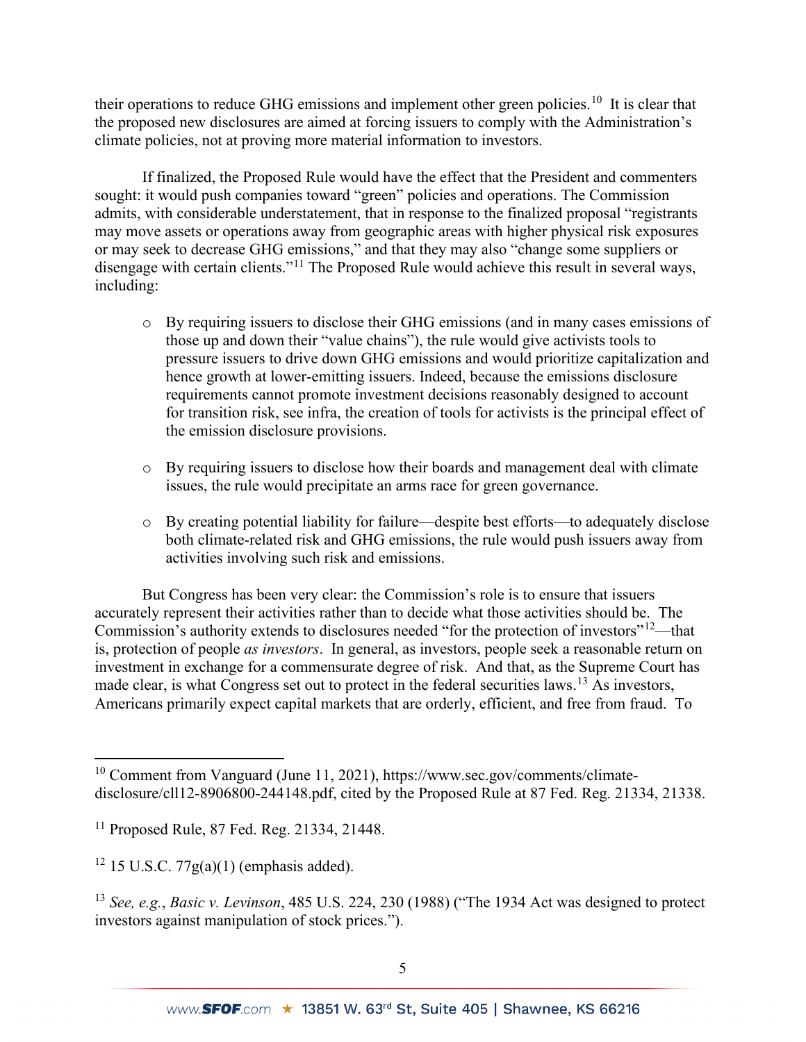their operations to reduce GHG emissions and implement other green policies.[10] It is clear that the proposed new disclosures are aimed at forcing issuers to comply with the Administration's climate policies, not at proving more material information to investors.

If finalized, the Proposed Rule would have the effect that the President and commenters sought: it would push companies toward "green" policies and operations. The Commission admits, with considerable understatement, that in response to the finalized proposal "registrants may move assets or operations away from geographic areas with higher physical risk exposures or may seek to decrease GHG emissions," and that they may also "change some suppliers or disengage with certain clients."[11] The Proposed Rule would achieve this result in several ways, including:

- By requiring issuers to disclose their GHG emissions (and in many cases emissions of those up and down their "value chains"), the rule would give activists tools to pressure issuers to drive down GHG emissions and would prioritize capitalization and hence growth at lower-emitting issuers. Indeed, because the emissions disclosure requirements cannot promote investment decisions reasonably designed to account for transition risk, see infra, the creation of tools for activists is the principal effect of the emission disclosure provisions.

- By requiring issuers to disclose how their boards and management deal with climate issues, the rule would precipitate an arms race for green governance.

- By creating potential liability for failure—despite best efforts—to adequately disclose both climate-related risk and GHG emissions, the rule would push issuers away from activities involving such risk and emissions.

But Congress has been very clear: the Commission's role is to ensure that issuers accurately represent their activities rather than to decide what those activities should be. The Commission's authority extends to disclosures needed "for the protection of investors"[12]—that is, protection of people *as investors*. In general, as investors, people seek a reasonable return on investment in exchange for a commensurate degree of risk. And that, as the Supreme Court has made clear, is what Congress set out to protect in the federal securities laws.[13] As investors, Americans primarily expect capital markets that are orderly, efficient, and free from fraud. To

---

[10] Comment from Vanguard (June 11, 2021), https://www.sec.gov/comments/climate-disclosure/cll12-8906800-244148.pdf, cited by the Proposed Rule at 87 Fed. Reg. 21334, 21338.

[11] Proposed Rule, 87 Fed. Reg. 21334, 21448.

[12] 15 U.S.C. 77g(a)(1) (emphasis added).

[13] *See, e.g.*, *Basic v. Levinson*, 485 U.S. 224, 230 (1988) ("The 1934 Act was designed to protect investors against manipulation of stock prices.").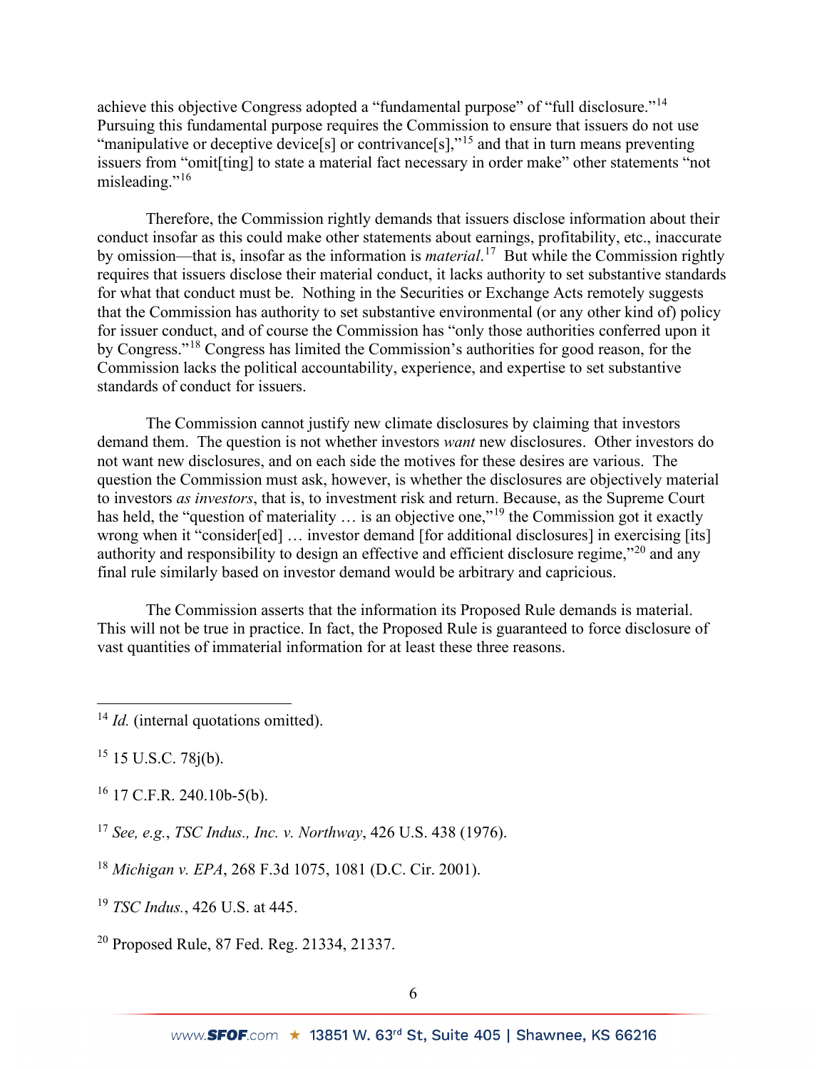achieve this objective Congress adopted a "fundamental purpose" of "full disclosure."[14] Pursuing this fundamental purpose requires the Commission to ensure that issuers do not use "manipulative or deceptive device[s] or contrivance[s],"[15] and that in turn means preventing issuers from "omit[ting] to state a material fact necessary in order make" other statements "not misleading."[16]

Therefore, the Commission rightly demands that issuers disclose information about their conduct insofar as this could make other statements about earnings, profitability, etc., inaccurate by omission—that is, insofar as the information is *material*.[17] But while the Commission rightly requires that issuers disclose their material conduct, it lacks authority to set substantive standards for what that conduct must be. Nothing in the Securities or Exchange Acts remotely suggests that the Commission has authority to set substantive environmental (or any other kind of) policy for issuer conduct, and of course the Commission has "only those authorities conferred upon it by Congress."[18] Congress has limited the Commission's authorities for good reason, for the Commission lacks the political accountability, experience, and expertise to set substantive standards of conduct for issuers.

The Commission cannot justify new climate disclosures by claiming that investors demand them. The question is not whether investors *want* new disclosures. Other investors do not want new disclosures, and on each side the motives for these desires are various. The question the Commission must ask, however, is whether the disclosures are objectively material to investors *as investors*, that is, to investment risk and return. Because, as the Supreme Court has held, the "question of materiality … is an objective one,"[19] the Commission got it exactly wrong when it "consider[ed] … investor demand [for additional disclosures] in exercising [its] authority and responsibility to design an effective and efficient disclosure regime,"[20] and any final rule similarly based on investor demand would be arbitrary and capricious.

The Commission asserts that the information its Proposed Rule demands is material. This will not be true in practice. In fact, the Proposed Rule is guaranteed to force disclosure of vast quantities of immaterial information for at least these three reasons.

---

[14] *Id.* (internal quotations omitted).

[15] 15 U.S.C. 78j(b).

[16] 17 C.F.R. 240.10b-5(b).

[17] *See, e.g.*, *TSC Indus., Inc. v. Northway*, 426 U.S. 438 (1976).

[18] *Michigan v. EPA*, 268 F.3d 1075, 1081 (D.C. Cir. 2001).

[19] *TSC Indus.*, 426 U.S. at 445.

[20] Proposed Rule, 87 Fed. Reg. 21334, 21337.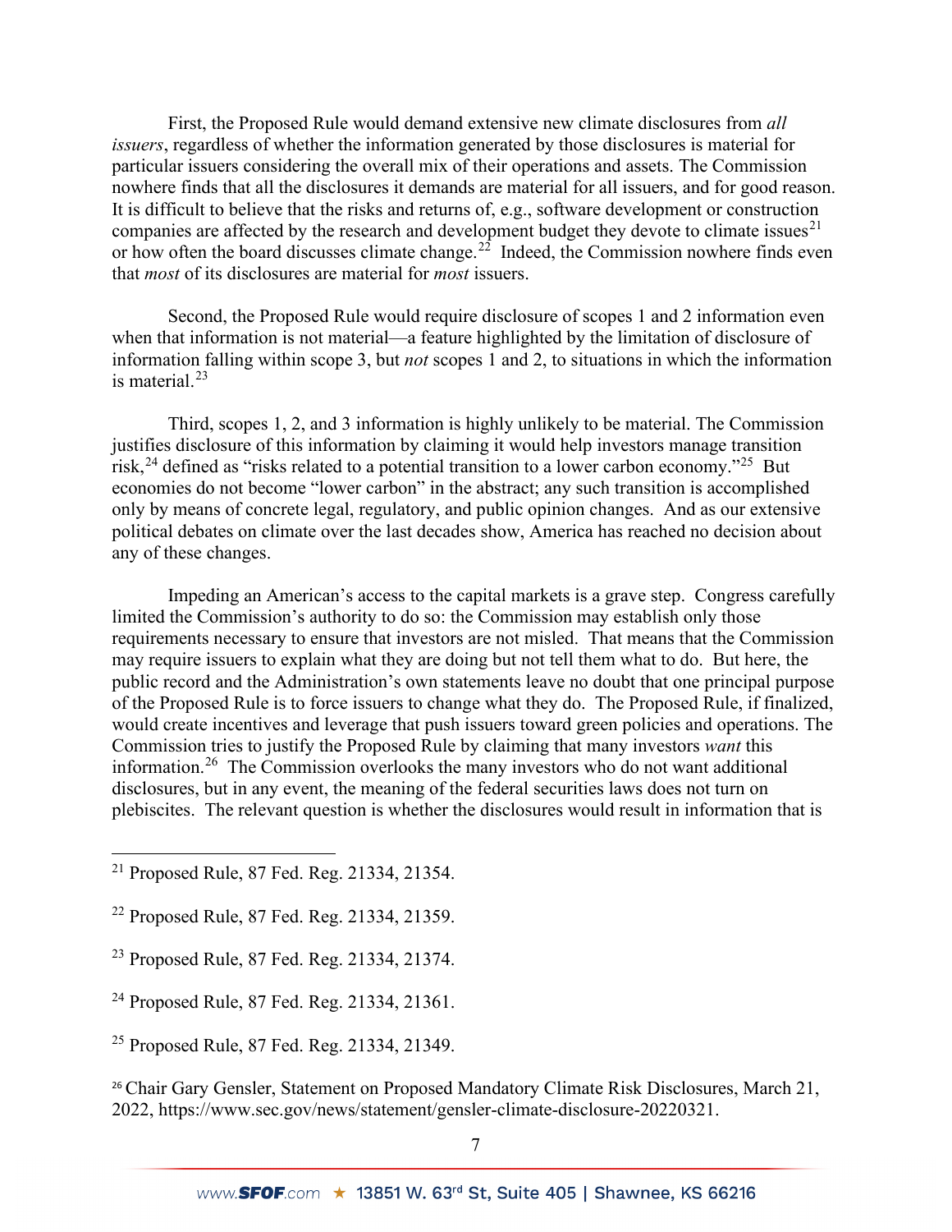First, the Proposed Rule would demand extensive new climate disclosures from *all issuers*, regardless of whether the information generated by those disclosures is material for particular issuers considering the overall mix of their operations and assets. The Commission nowhere finds that all the disclosures it demands are material for all issuers, and for good reason. It is difficult to believe that the risks and returns of, e.g., software development or construction companies are affected by the research and development budget they devote to climate issues[21] or how often the board discusses climate change.[22] Indeed, the Commission nowhere finds even that *most* of its disclosures are material for *most* issuers.

Second, the Proposed Rule would require disclosure of scopes 1 and 2 information even when that information is not material—a feature highlighted by the limitation of disclosure of information falling within scope 3, but *not* scopes 1 and 2, to situations in which the information is material.[23]

Third, scopes 1, 2, and 3 information is highly unlikely to be material. The Commission justifies disclosure of this information by claiming it would help investors manage transition risk,[24] defined as "risks related to a potential transition to a lower carbon economy."[25] But economies do not become "lower carbon" in the abstract; any such transition is accomplished only by means of concrete legal, regulatory, and public opinion changes. And as our extensive political debates on climate over the last decades show, America has reached no decision about any of these changes.

Impeding an American's access to the capital markets is a grave step. Congress carefully limited the Commission's authority to do so: the Commission may establish only those requirements necessary to ensure that investors are not misled. That means that the Commission may require issuers to explain what they are doing but not tell them what to do. But here, the public record and the Administration's own statements leave no doubt that one principal purpose of the Proposed Rule is to force issuers to change what they do. The Proposed Rule, if finalized, would create incentives and leverage that push issuers toward green policies and operations. The Commission tries to justify the Proposed Rule by claiming that many investors *want* this information.[26] The Commission overlooks the many investors who do not want additional disclosures, but in any event, the meaning of the federal securities laws does not turn on plebiscites. The relevant question is whether the disclosures would result in information that is

---

[21] Proposed Rule, 87 Fed. Reg. 21334, 21354.

[22] Proposed Rule, 87 Fed. Reg. 21334, 21359.

[23] Proposed Rule, 87 Fed. Reg. 21334, 21374.

[24] Proposed Rule, 87 Fed. Reg. 21334, 21361.

[25] Proposed Rule, 87 Fed. Reg. 21334, 21349.

[26] Chair Gary Gensler, Statement on Proposed Mandatory Climate Risk Disclosures, March 21, 2022, https://www.sec.gov/news/statement/gensler-climate-disclosure-20220321.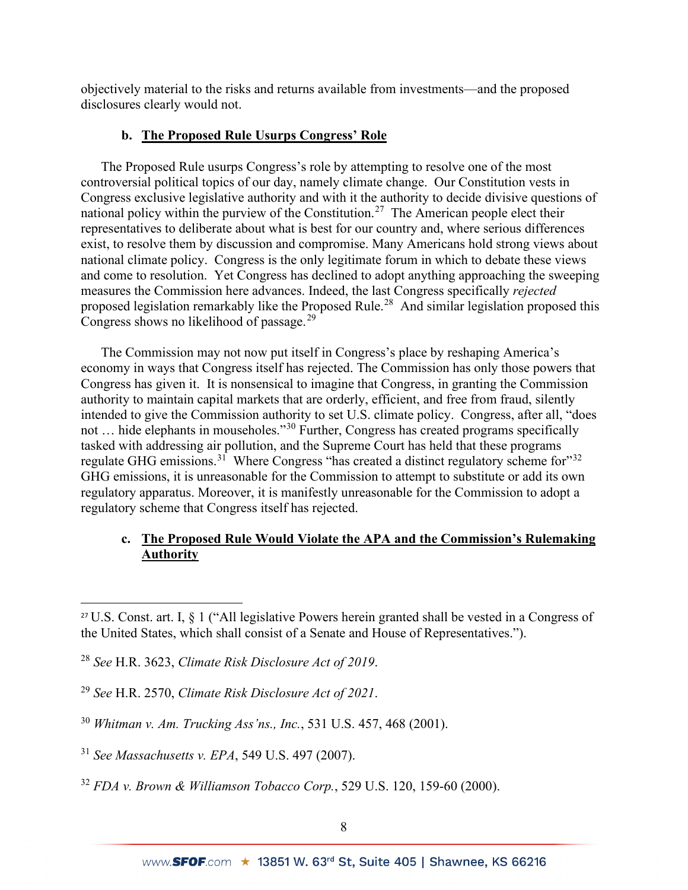objectively material to the risks and returns available from investments—and the proposed disclosures clearly would not.

### b. The Proposed Rule Usurps Congress' Role

The Proposed Rule usurps Congress's role by attempting to resolve one of the most controversial political topics of our day, namely climate change. Our Constitution vests in Congress exclusive legislative authority and with it the authority to decide divisive questions of national policy within the purview of the Constitution.[27] The American people elect their representatives to deliberate about what is best for our country and, where serious differences exist, to resolve them by discussion and compromise. Many Americans hold strong views about national climate policy. Congress is the only legitimate forum in which to debate these views and come to resolution. Yet Congress has declined to adopt anything approaching the sweeping measures the Commission here advances. Indeed, the last Congress specifically *rejected* proposed legislation remarkably like the Proposed Rule.[28] And similar legislation proposed this Congress shows no likelihood of passage.[29]

The Commission may not now put itself in Congress's place by reshaping America's economy in ways that Congress itself has rejected. The Commission has only those powers that Congress has given it. It is nonsensical to imagine that Congress, in granting the Commission authority to maintain capital markets that are orderly, efficient, and free from fraud, silently intended to give the Commission authority to set U.S. climate policy. Congress, after all, "does not … hide elephants in mouseholes."[30] Further, Congress has created programs specifically tasked with addressing air pollution, and the Supreme Court has held that these programs regulate GHG emissions.[31] Where Congress "has created a distinct regulatory scheme for"[32] GHG emissions, it is unreasonable for the Commission to attempt to substitute or add its own regulatory apparatus. Moreover, it is manifestly unreasonable for the Commission to adopt a regulatory scheme that Congress itself has rejected.

### c. The Proposed Rule Would Violate the APA and the Commission's Rulemaking Authority

---

[27] U.S. Const. art. I, § 1 ("All legislative Powers herein granted shall be vested in a Congress of the United States, which shall consist of a Senate and House of Representatives.").

[28] *See* H.R. 3623, *Climate Risk Disclosure Act of 2019*.

[29] *See* H.R. 2570, *Climate Risk Disclosure Act of 2021*.

[30] *Whitman v. Am. Trucking Ass'ns., Inc.*, 531 U.S. 457, 468 (2001).

[31] *See Massachusetts v. EPA*, 549 U.S. 497 (2007).

[32] *FDA v. Brown & Williamson Tobacco Corp.*, 529 U.S. 120, 159-60 (2000).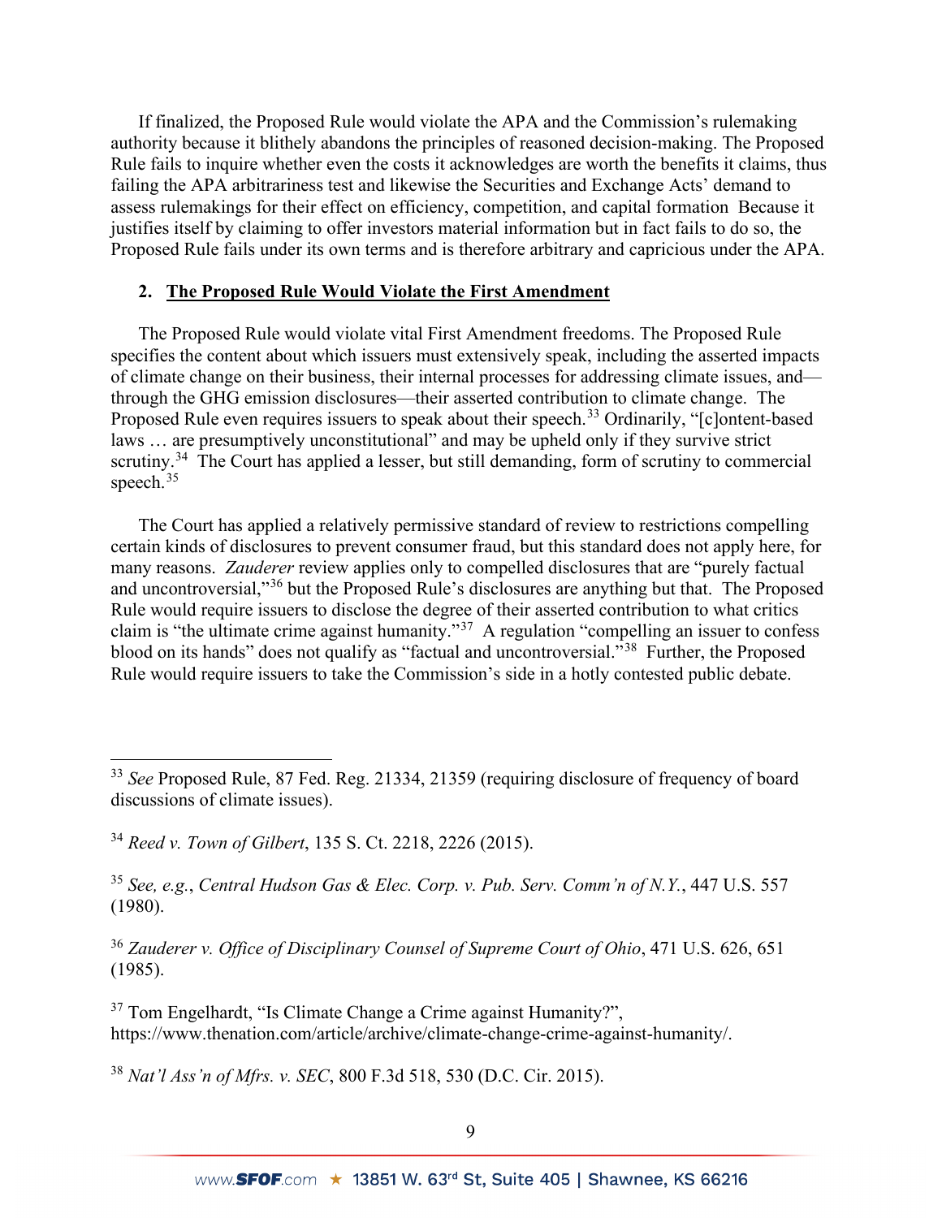If finalized, the Proposed Rule would violate the APA and the Commission's rulemaking authority because it blithely abandons the principles of reasoned decision-making. The Proposed Rule fails to inquire whether even the costs it acknowledges are worth the benefits it claims, thus failing the APA arbitrariness test and likewise the Securities and Exchange Acts' demand to assess rulemakings for their effect on efficiency, competition, and capital formation Because it justifies itself by claiming to offer investors material information but in fact fails to do so, the Proposed Rule fails under its own terms and is therefore arbitrary and capricious under the APA.

### 2. The Proposed Rule Would Violate the First Amendment

The Proposed Rule would violate vital First Amendment freedoms. The Proposed Rule specifies the content about which issuers must extensively speak, including the asserted impacts of climate change on their business, their internal processes for addressing climate issues, and—through the GHG emission disclosures—their asserted contribution to climate change. The Proposed Rule even requires issuers to speak about their speech.[33] Ordinarily, "[c]ontent-based laws … are presumptively unconstitutional" and may be upheld only if they survive strict scrutiny.[34] The Court has applied a lesser, but still demanding, form of scrutiny to commercial speech.[35]

The Court has applied a relatively permissive standard of review to restrictions compelling certain kinds of disclosures to prevent consumer fraud, but this standard does not apply here, for many reasons. *Zauderer* review applies only to compelled disclosures that are "purely factual and uncontroversial,"[36] but the Proposed Rule's disclosures are anything but that. The Proposed Rule would require issuers to disclose the degree of their asserted contribution to what critics claim is "the ultimate crime against humanity."[37] A regulation "compelling an issuer to confess blood on its hands" does not qualify as "factual and uncontroversial."[38] Further, the Proposed Rule would require issuers to take the Commission's side in a hotly contested public debate.

---

[33] *See* Proposed Rule, 87 Fed. Reg. 21334, 21359 (requiring disclosure of frequency of board discussions of climate issues).

[34] *Reed v. Town of Gilbert*, 135 S. Ct. 2218, 2226 (2015).

[35] *See, e.g.*, *Central Hudson Gas & Elec. Corp. v. Pub. Serv. Comm'n of N.Y.*, 447 U.S. 557 (1980).

[36] *Zauderer v. Office of Disciplinary Counsel of Supreme Court of Ohio*, 471 U.S. 626, 651 (1985).

[37] Tom Engelhardt, "Is Climate Change a Crime against Humanity?", https://www.thenation.com/article/archive/climate-change-crime-against-humanity/.

[38] *Nat'l Ass'n of Mfrs. v. SEC*, 800 F.3d 518, 530 (D.C. Cir. 2015).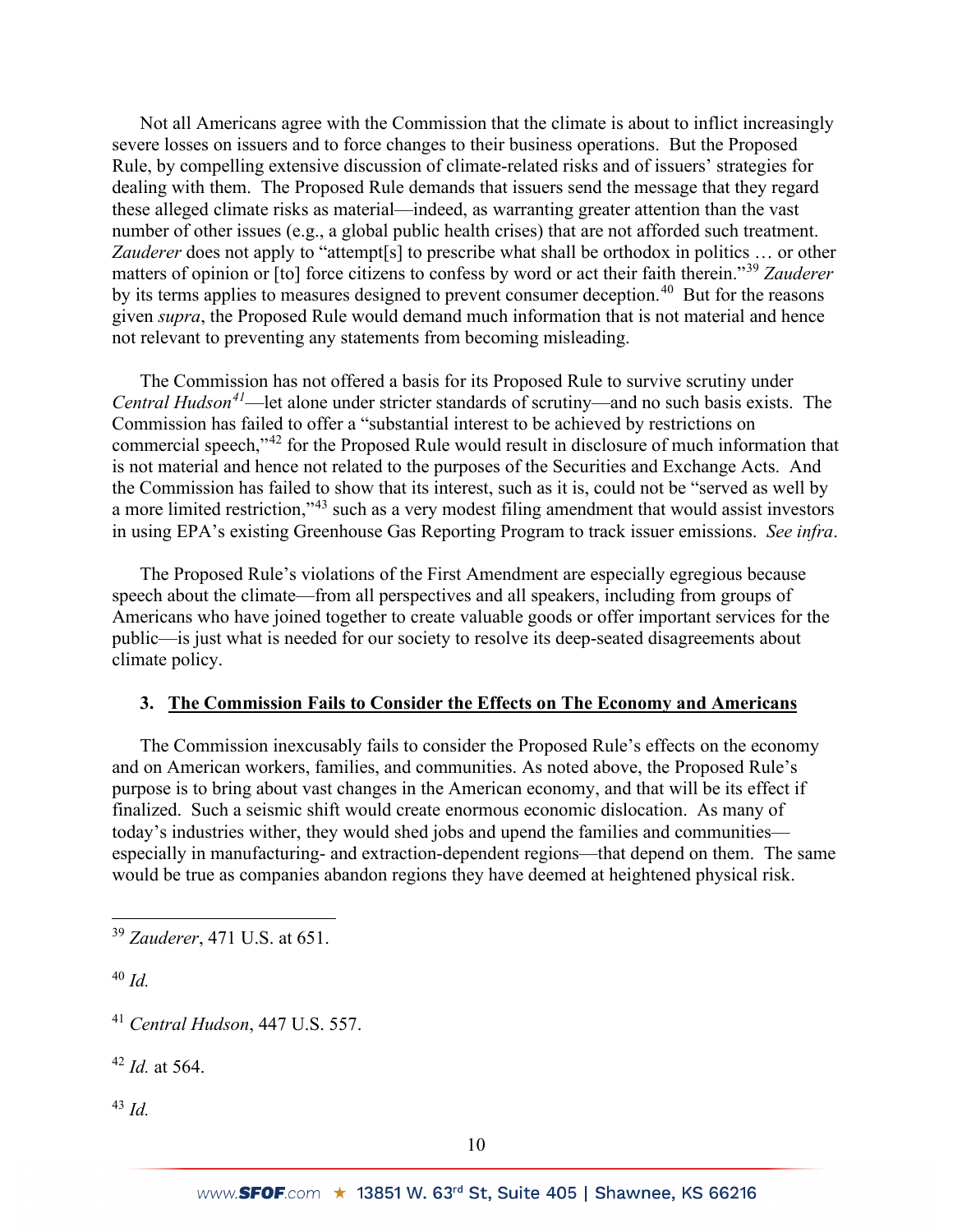Not all Americans agree with the Commission that the climate is about to inflict increasingly severe losses on issuers and to force changes to their business operations. But the Proposed Rule, by compelling extensive discussion of climate-related risks and of issuers' strategies for dealing with them. The Proposed Rule demands that issuers send the message that they regard these alleged climate risks as material—indeed, as warranting greater attention than the vast number of other issues (e.g., a global public health crises) that are not afforded such treatment. *Zauderer* does not apply to "attempt[s] to prescribe what shall be orthodox in politics … or other matters of opinion or [to] force citizens to confess by word or act their faith therein."[39] *Zauderer* by its terms applies to measures designed to prevent consumer deception.[40] But for the reasons given *supra*, the Proposed Rule would demand much information that is not material and hence not relevant to preventing any statements from becoming misleading.

The Commission has not offered a basis for its Proposed Rule to survive scrutiny under *Central Hudson*[41]—let alone under stricter standards of scrutiny—and no such basis exists. The Commission has failed to offer a "substantial interest to be achieved by restrictions on commercial speech,"[42] for the Proposed Rule would result in disclosure of much information that is not material and hence not related to the purposes of the Securities and Exchange Acts. And the Commission has failed to show that its interest, such as it is, could not be "served as well by a more limited restriction,"[43] such as a very modest filing amendment that would assist investors in using EPA's existing Greenhouse Gas Reporting Program to track issuer emissions. *See infra*.

The Proposed Rule's violations of the First Amendment are especially egregious because speech about the climate—from all perspectives and all speakers, including from groups of Americans who have joined together to create valuable goods or offer important services for the public—is just what is needed for our society to resolve its deep-seated disagreements about climate policy.

### 3. The Commission Fails to Consider the Effects on The Economy and Americans

The Commission inexcusably fails to consider the Proposed Rule's effects on the economy and on American workers, families, and communities. As noted above, the Proposed Rule's purpose is to bring about vast changes in the American economy, and that will be its effect if finalized. Such a seismic shift would create enormous economic dislocation. As many of today's industries wither, they would shed jobs and upend the families and communities—especially in manufacturing- and extraction-dependent regions—that depend on them. The same would be true as companies abandon regions they have deemed at heightened physical risk.

---

[39] *Zauderer*, 471 U.S. at 651.

[40] *Id.*

[41] *Central Hudson*, 447 U.S. 557.

[42] *Id.* at 564.

[43] *Id.*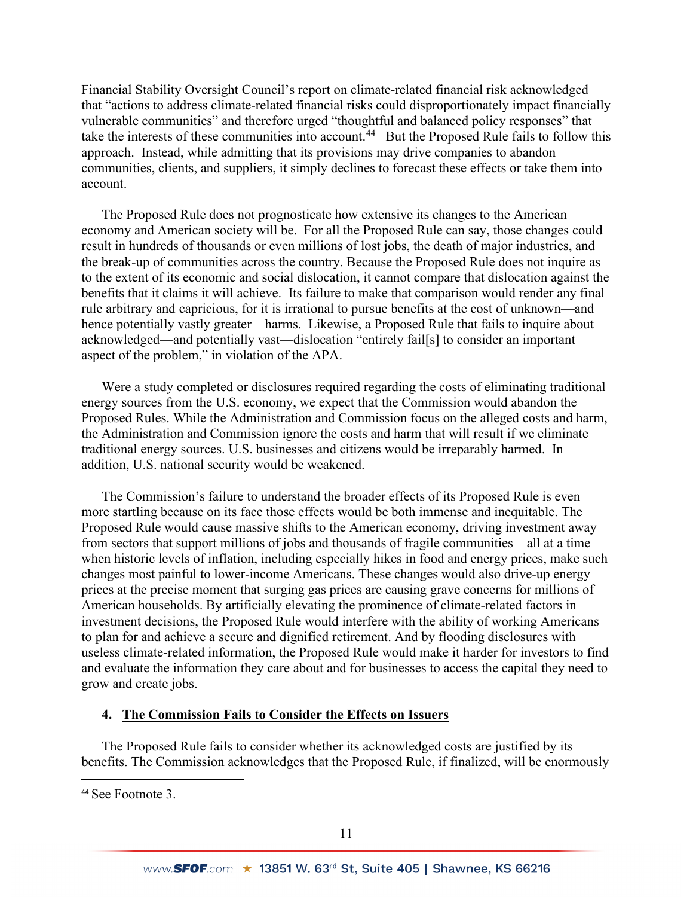Financial Stability Oversight Council's report on climate-related financial risk acknowledged that "actions to address climate-related financial risks could disproportionately impact financially vulnerable communities" and therefore urged "thoughtful and balanced policy responses" that take the interests of these communities into account.[44] But the Proposed Rule fails to follow this approach. Instead, while admitting that its provisions may drive companies to abandon communities, clients, and suppliers, it simply declines to forecast these effects or take them into account.

The Proposed Rule does not prognosticate how extensive its changes to the American economy and American society will be. For all the Proposed Rule can say, those changes could result in hundreds of thousands or even millions of lost jobs, the death of major industries, and the break-up of communities across the country. Because the Proposed Rule does not inquire as to the extent of its economic and social dislocation, it cannot compare that dislocation against the benefits that it claims it will achieve. Its failure to make that comparison would render any final rule arbitrary and capricious, for it is irrational to pursue benefits at the cost of unknown—and hence potentially vastly greater—harms. Likewise, a Proposed Rule that fails to inquire about acknowledged—and potentially vast—dislocation "entirely fail[s] to consider an important aspect of the problem," in violation of the APA.

Were a study completed or disclosures required regarding the costs of eliminating traditional energy sources from the U.S. economy, we expect that the Commission would abandon the Proposed Rules. While the Administration and Commission focus on the alleged costs and harm, the Administration and Commission ignore the costs and harm that will result if we eliminate traditional energy sources. U.S. businesses and citizens would be irreparably harmed. In addition, U.S. national security would be weakened.

The Commission's failure to understand the broader effects of its Proposed Rule is even more startling because on its face those effects would be both immense and inequitable. The Proposed Rule would cause massive shifts to the American economy, driving investment away from sectors that support millions of jobs and thousands of fragile communities—all at a time when historic levels of inflation, including especially hikes in food and energy prices, make such changes most painful to lower-income Americans. These changes would also drive-up energy prices at the precise moment that surging gas prices are causing grave concerns for millions of American households. By artificially elevating the prominence of climate-related factors in investment decisions, the Proposed Rule would interfere with the ability of working Americans to plan for and achieve a secure and dignified retirement. And by flooding disclosures with useless climate-related information, the Proposed Rule would make it harder for investors to find and evaluate the information they care about and for businesses to access the capital they need to grow and create jobs.

### 4. The Commission Fails to Consider the Effects on Issuers

The Proposed Rule fails to consider whether its acknowledged costs are justified by its benefits. The Commission acknowledges that the Proposed Rule, if finalized, will be enormously

[44] See Footnote 3.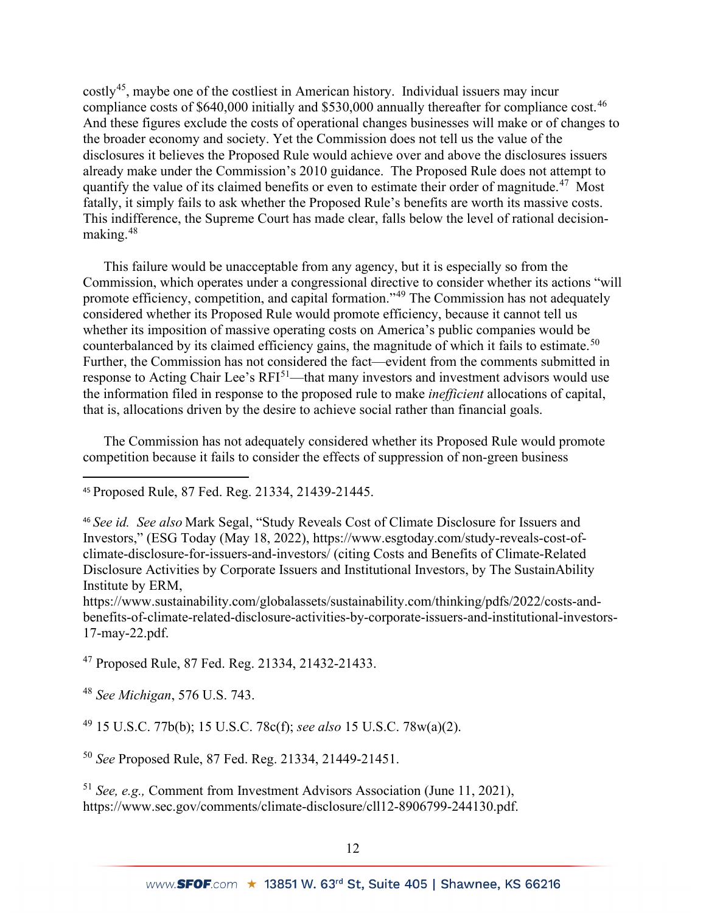costly[45], maybe one of the costliest in American history. Individual issuers may incur compliance costs of $640,000 initially and $530,000 annually thereafter for compliance cost.[46] And these figures exclude the costs of operational changes businesses will make or of changes to the broader economy and society. Yet the Commission does not tell us the value of the disclosures it believes the Proposed Rule would achieve over and above the disclosures issuers already make under the Commission's 2010 guidance. The Proposed Rule does not attempt to quantify the value of its claimed benefits or even to estimate their order of magnitude.[47] Most fatally, it simply fails to ask whether the Proposed Rule's benefits are worth its massive costs. This indifference, the Supreme Court has made clear, falls below the level of rational decision-making.[48]

This failure would be unacceptable from any agency, but it is especially so from the Commission, which operates under a congressional directive to consider whether its actions "will promote efficiency, competition, and capital formation."[49] The Commission has not adequately considered whether its Proposed Rule would promote efficiency, because it cannot tell us whether its imposition of massive operating costs on America's public companies would be counterbalanced by its claimed efficiency gains, the magnitude of which it fails to estimate.[50] Further, the Commission has not considered the fact—evident from the comments submitted in response to Acting Chair Lee's RFI[51]—that many investors and investment advisors would use the information filed in response to the proposed rule to make *inefficient* allocations of capital, that is, allocations driven by the desire to achieve social rather than financial goals.

The Commission has not adequately considered whether its Proposed Rule would promote competition because it fails to consider the effects of suppression of non-green business

---

[45] Proposed Rule, 87 Fed. Reg. 21334, 21439-21445.

[46] *See id. See also* Mark Segal, "Study Reveals Cost of Climate Disclosure for Issuers and Investors," (ESG Today (May 18, 2022), https://www.esgtoday.com/study-reveals-cost-of-climate-disclosure-for-issuers-and-investors/ (citing Costs and Benefits of Climate-Related Disclosure Activities by Corporate Issuers and Institutional Investors, by The SustainAbility Institute by ERM, https://www.sustainability.com/globalassets/sustainability.com/thinking/pdfs/2022/costs-and-benefits-of-climate-related-disclosure-activities-by-corporate-issuers-and-institutional-investors-17-may-22.pdf.

[47] Proposed Rule, 87 Fed. Reg. 21334, 21432-21433.

[48] *See Michigan*, 576 U.S. 743.

[49] 15 U.S.C. 77b(b); 15 U.S.C. 78c(f); *see also* 15 U.S.C. 78w(a)(2).

[50] *See* Proposed Rule, 87 Fed. Reg. 21334, 21449-21451.

[51] *See, e.g.,* Comment from Investment Advisors Association (June 11, 2021), https://www.sec.gov/comments/climate-disclosure/cll12-8906799-244130.pdf.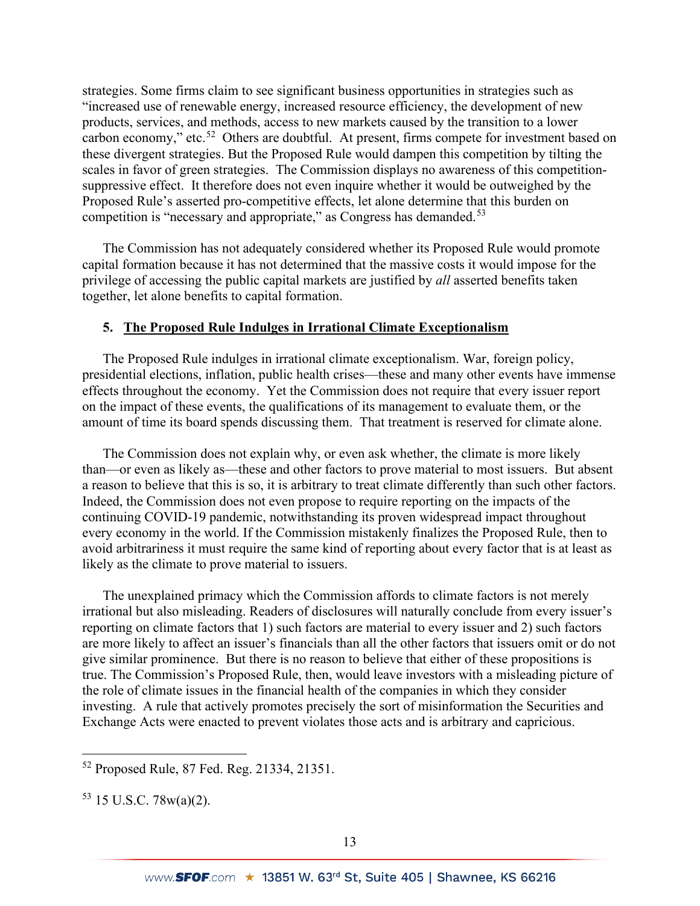strategies. Some firms claim to see significant business opportunities in strategies such as "increased use of renewable energy, increased resource efficiency, the development of new products, services, and methods, access to new markets caused by the transition to a lower carbon economy," etc.[52] Others are doubtful. At present, firms compete for investment based on these divergent strategies. But the Proposed Rule would dampen this competition by tilting the scales in favor of green strategies. The Commission displays no awareness of this competition-suppressive effect. It therefore does not even inquire whether it would be outweighed by the Proposed Rule's asserted pro-competitive effects, let alone determine that this burden on competition is "necessary and appropriate," as Congress has demanded.[53]

The Commission has not adequately considered whether its Proposed Rule would promote capital formation because it has not determined that the massive costs it would impose for the privilege of accessing the public capital markets are justified by *all* asserted benefits taken together, let alone benefits to capital formation.

### 5. The Proposed Rule Indulges in Irrational Climate Exceptionalism

The Proposed Rule indulges in irrational climate exceptionalism. War, foreign policy, presidential elections, inflation, public health crises—these and many other events have immense effects throughout the economy. Yet the Commission does not require that every issuer report on the impact of these events, the qualifications of its management to evaluate them, or the amount of time its board spends discussing them. That treatment is reserved for climate alone.

The Commission does not explain why, or even ask whether, the climate is more likely than—or even as likely as—these and other factors to prove material to most issuers. But absent a reason to believe that this is so, it is arbitrary to treat climate differently than such other factors. Indeed, the Commission does not even propose to require reporting on the impacts of the continuing COVID-19 pandemic, notwithstanding its proven widespread impact throughout every economy in the world. If the Commission mistakenly finalizes the Proposed Rule, then to avoid arbitrariness it must require the same kind of reporting about every factor that is at least as likely as the climate to prove material to issuers.

The unexplained primacy which the Commission affords to climate factors is not merely irrational but also misleading. Readers of disclosures will naturally conclude from every issuer's reporting on climate factors that 1) such factors are material to every issuer and 2) such factors are more likely to affect an issuer's financials than all the other factors that issuers omit or do not give similar prominence. But there is no reason to believe that either of these propositions is true. The Commission's Proposed Rule, then, would leave investors with a misleading picture of the role of climate issues in the financial health of the companies in which they consider investing. A rule that actively promotes precisely the sort of misinformation the Securities and Exchange Acts were enacted to prevent violates those acts and is arbitrary and capricious.

---

[52] Proposed Rule, 87 Fed. Reg. 21334, 21351.

[53] 15 U.S.C. 78w(a)(2).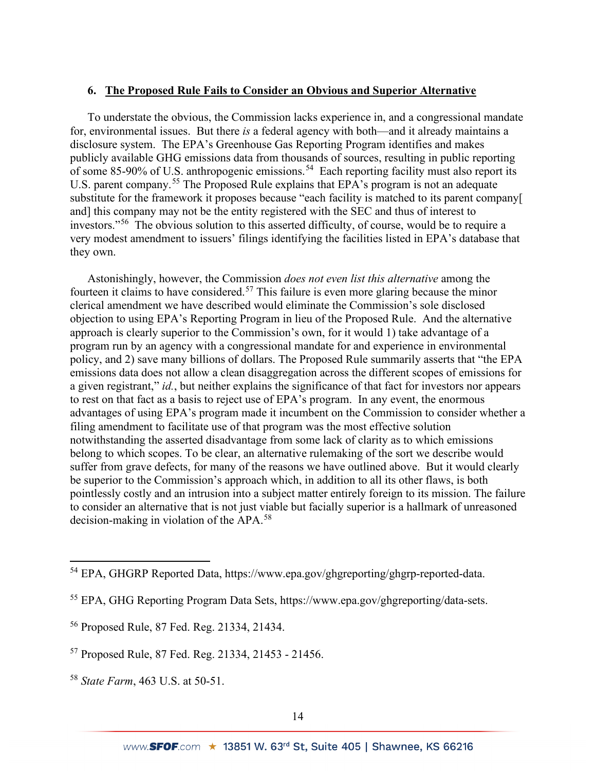### 6. **The Proposed Rule Fails to Consider an Obvious and Superior Alternative**

To understate the obvious, the Commission lacks experience in, and a congressional mandate for, environmental issues. But there *is* a federal agency with both—and it already maintains a disclosure system. The EPA's Greenhouse Gas Reporting Program identifies and makes publicly available GHG emissions data from thousands of sources, resulting in public reporting of some 85-90% of U.S. anthropogenic emissions.[54] Each reporting facility must also report its U.S. parent company.[55] The Proposed Rule explains that EPA's program is not an adequate substitute for the framework it proposes because "each facility is matched to its parent company[ and] this company may not be the entity registered with the SEC and thus of interest to investors."[56] The obvious solution to this asserted difficulty, of course, would be to require a very modest amendment to issuers' filings identifying the facilities listed in EPA's database that they own.

Astonishingly, however, the Commission *does not even list this alternative* among the fourteen it claims to have considered.[57] This failure is even more glaring because the minor clerical amendment we have described would eliminate the Commission's sole disclosed objection to using EPA's Reporting Program in lieu of the Proposed Rule. And the alternative approach is clearly superior to the Commission's own, for it would 1) take advantage of a program run by an agency with a congressional mandate for and experience in environmental policy, and 2) save many billions of dollars. The Proposed Rule summarily asserts that "the EPA emissions data does not allow a clean disaggregation across the different scopes of emissions for a given registrant," *id.*, but neither explains the significance of that fact for investors nor appears to rest on that fact as a basis to reject use of EPA's program. In any event, the enormous advantages of using EPA's program made it incumbent on the Commission to consider whether a filing amendment to facilitate use of that program was the most effective solution notwithstanding the asserted disadvantage from some lack of clarity as to which emissions belong to which scopes. To be clear, an alternative rulemaking of the sort we describe would suffer from grave defects, for many of the reasons we have outlined above. But it would clearly be superior to the Commission's approach which, in addition to all its other flaws, is both pointlessly costly and an intrusion into a subject matter entirely foreign to its mission. The failure to consider an alternative that is not just viable but facially superior is a hallmark of unreasoned decision-making in violation of the APA.[58]

---

[54] EPA, GHGRP Reported Data, https://www.epa.gov/ghgreporting/ghgrp-reported-data.

[55] EPA, GHG Reporting Program Data Sets, https://www.epa.gov/ghgreporting/data-sets.

[56] Proposed Rule, 87 Fed. Reg. 21334, 21434.

[57] Proposed Rule, 87 Fed. Reg. 21334, 21453 - 21456.

[58] *State Farm*, 463 U.S. at 50-51.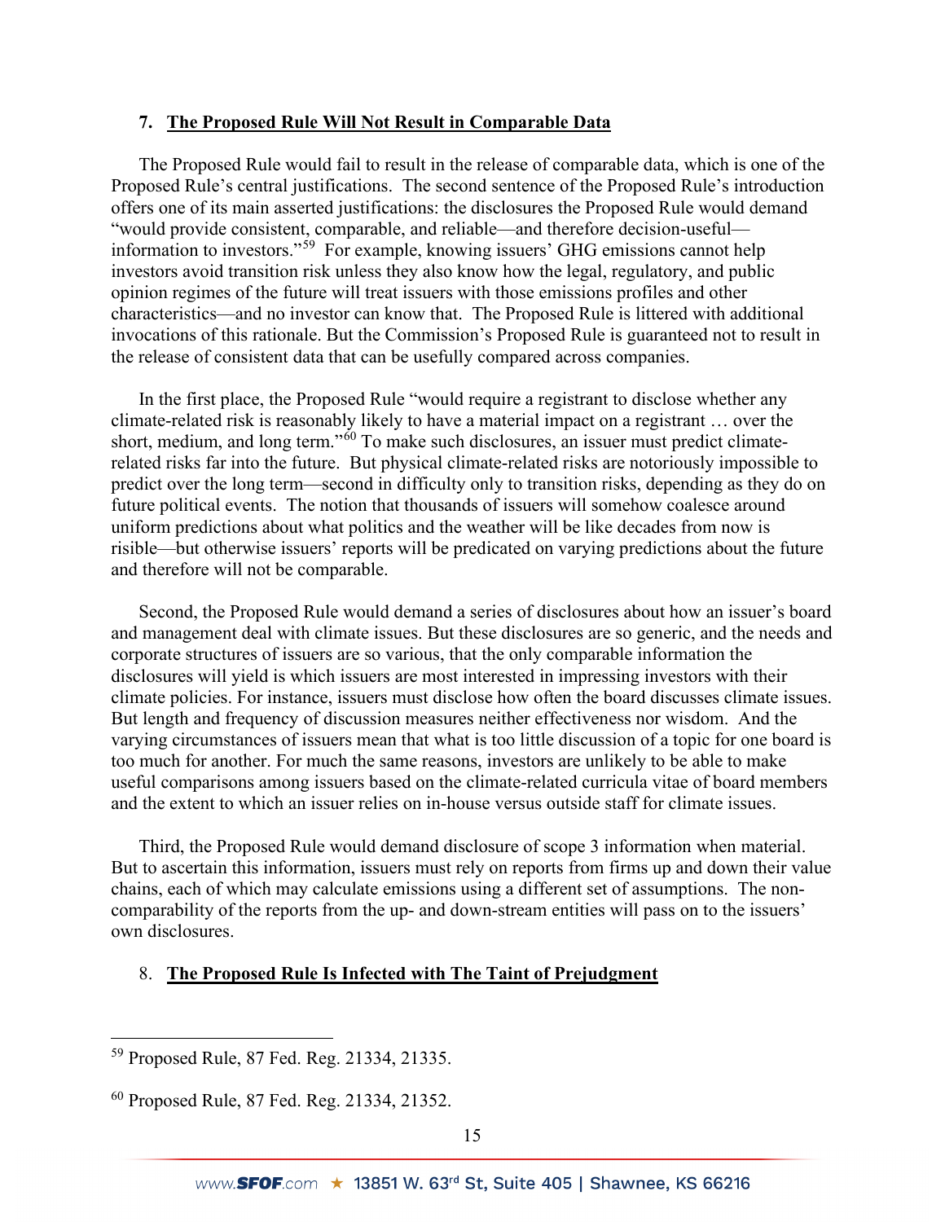### 7. The Proposed Rule Will Not Result in Comparable Data

The Proposed Rule would fail to result in the release of comparable data, which is one of the Proposed Rule's central justifications. The second sentence of the Proposed Rule's introduction offers one of its main asserted justifications: the disclosures the Proposed Rule would demand "would provide consistent, comparable, and reliable—and therefore decision-useful—information to investors."[59] For example, knowing issuers' GHG emissions cannot help investors avoid transition risk unless they also know how the legal, regulatory, and public opinion regimes of the future will treat issuers with those emissions profiles and other characteristics—and no investor can know that. The Proposed Rule is littered with additional invocations of this rationale. But the Commission's Proposed Rule is guaranteed not to result in the release of consistent data that can be usefully compared across companies.

In the first place, the Proposed Rule "would require a registrant to disclose whether any climate-related risk is reasonably likely to have a material impact on a registrant … over the short, medium, and long term."[60] To make such disclosures, an issuer must predict climate-related risks far into the future. But physical climate-related risks are notoriously impossible to predict over the long term—second in difficulty only to transition risks, depending as they do on future political events. The notion that thousands of issuers will somehow coalesce around uniform predictions about what politics and the weather will be like decades from now is risible—but otherwise issuers' reports will be predicated on varying predictions about the future and therefore will not be comparable.

Second, the Proposed Rule would demand a series of disclosures about how an issuer's board and management deal with climate issues. But these disclosures are so generic, and the needs and corporate structures of issuers are so various, that the only comparable information the disclosures will yield is which issuers are most interested in impressing investors with their climate policies. For instance, issuers must disclose how often the board discusses climate issues. But length and frequency of discussion measures neither effectiveness nor wisdom. And the varying circumstances of issuers mean that what is too little discussion of a topic for one board is too much for another. For much the same reasons, investors are unlikely to be able to make useful comparisons among issuers based on the climate-related curricula vitae of board members and the extent to which an issuer relies on in-house versus outside staff for climate issues.

Third, the Proposed Rule would demand disclosure of scope 3 information when material. But to ascertain this information, issuers must rely on reports from firms up and down their value chains, each of which may calculate emissions using a different set of assumptions. The non-comparability of the reports from the up- and down-stream entities will pass on to the issuers' own disclosures.

### 8. The Proposed Rule Is Infected with The Taint of Prejudgment

[59] Proposed Rule, 87 Fed. Reg. 21334, 21335.

[60] Proposed Rule, 87 Fed. Reg. 21334, 21352.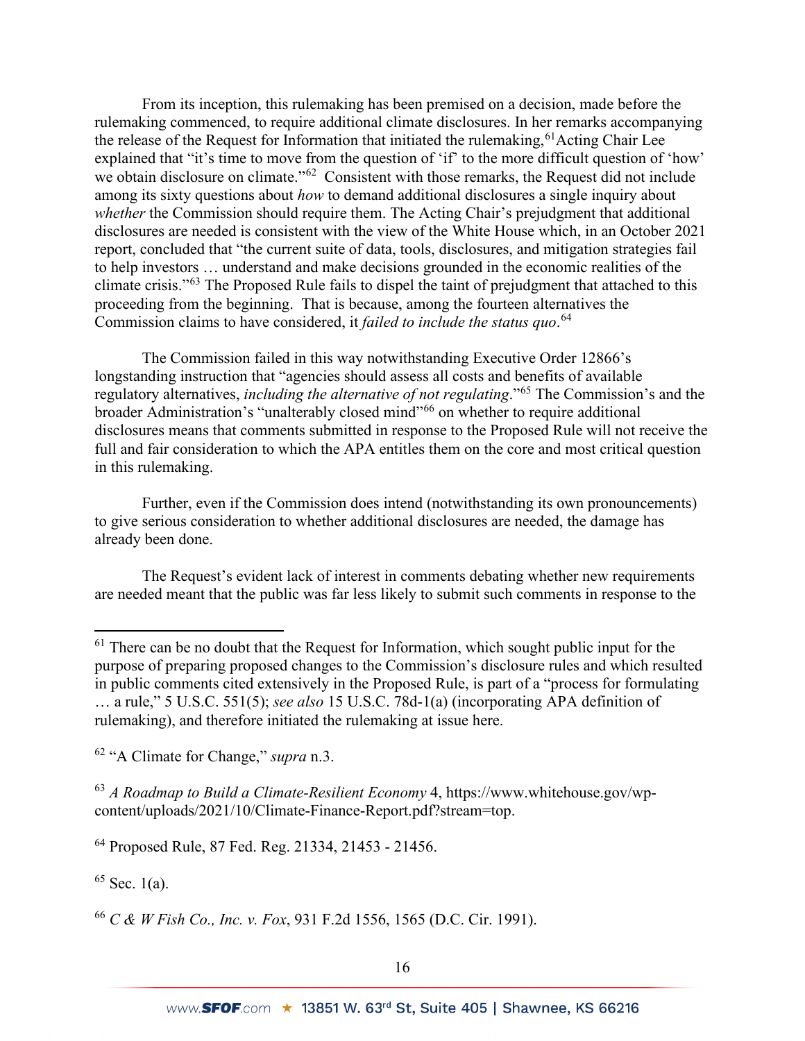From its inception, this rulemaking has been premised on a decision, made before the rulemaking commenced, to require additional climate disclosures. In her remarks accompanying the release of the Request for Information that initiated the rulemaking,[61] Acting Chair Lee explained that "it's time to move from the question of 'if' to the more difficult question of 'how' we obtain disclosure on climate."[62] Consistent with those remarks, the Request did not include among its sixty questions about *how* to demand additional disclosures a single inquiry about *whether* the Commission should require them. The Acting Chair's prejudgment that additional disclosures are needed is consistent with the view of the White House which, in an October 2021 report, concluded that "the current suite of data, tools, disclosures, and mitigation strategies fail to help investors … understand and make decisions grounded in the economic realities of the climate crisis."[63] The Proposed Rule fails to dispel the taint of prejudgment that attached to this proceeding from the beginning. That is because, among the fourteen alternatives the Commission claims to have considered, it *failed to include the status quo*.[64]

The Commission failed in this way notwithstanding Executive Order 12866's longstanding instruction that "agencies should assess all costs and benefits of available regulatory alternatives, *including the alternative of not regulating*."[65] The Commission's and the broader Administration's "unalterably closed mind"[66] on whether to require additional disclosures means that comments submitted in response to the Proposed Rule will not receive the full and fair consideration to which the APA entitles them on the core and most critical question in this rulemaking.

Further, even if the Commission does intend (notwithstanding its own pronouncements) to give serious consideration to whether additional disclosures are needed, the damage has already been done.

The Request's evident lack of interest in comments debating whether new requirements are needed meant that the public was far less likely to submit such comments in response to the

---

[61] There can be no doubt that the Request for Information, which sought public input for the purpose of preparing proposed changes to the Commission's disclosure rules and which resulted in public comments cited extensively in the Proposed Rule, is part of a "process for formulating … a rule," 5 U.S.C. 551(5); *see also* 15 U.S.C. 78d-1(a) (incorporating APA definition of rulemaking), and therefore initiated the rulemaking at issue here.

[62] "A Climate for Change," *supra* n.3.

[63] *A Roadmap to Build a Climate-Resilient Economy* 4, https://www.whitehouse.gov/wp-content/uploads/2021/10/Climate-Finance-Report.pdf?stream=top.

[64] Proposed Rule, 87 Fed. Reg. 21334, 21453 - 21456.

[65] Sec. 1(a).

[66] *C & W Fish Co., Inc. v. Fox*, 931 F.2d 1556, 1565 (D.C. Cir. 1991).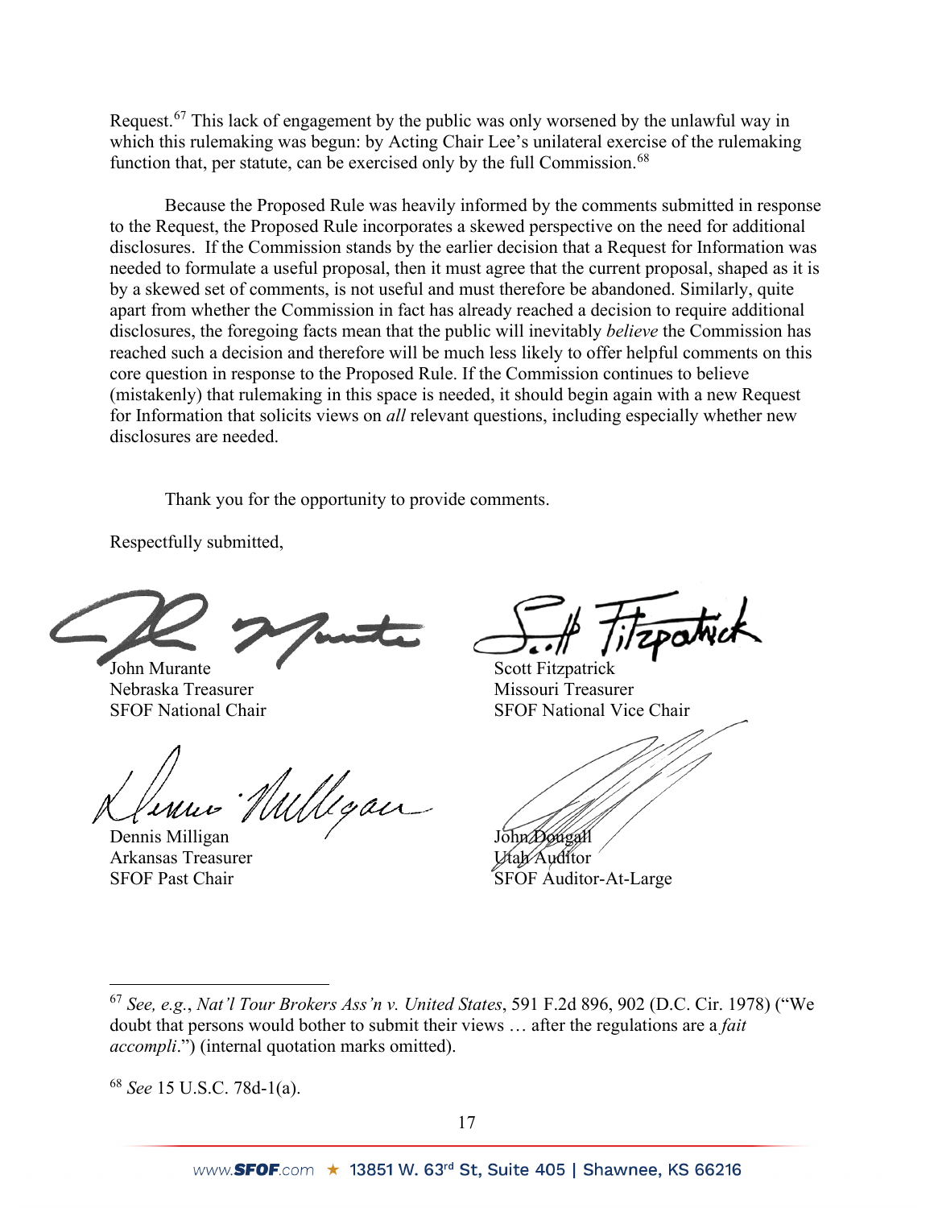Request.[67] This lack of engagement by the public was only worsened by the unlawful way in which this rulemaking was begun: by Acting Chair Lee's unilateral exercise of the rulemaking function that, per statute, can be exercised only by the full Commission.[68]

Because the Proposed Rule was heavily informed by the comments submitted in response to the Request, the Proposed Rule incorporates a skewed perspective on the need for additional disclosures. If the Commission stands by the earlier decision that a Request for Information was needed to formulate a useful proposal, then it must agree that the current proposal, shaped as it is by a skewed set of comments, is not useful and must therefore be abandoned. Similarly, quite apart from whether the Commission in fact has already reached a decision to require additional disclosures, the foregoing facts mean that the public will inevitably *believe* the Commission has reached such a decision and therefore will be much less likely to offer helpful comments on this core question in response to the Proposed Rule. If the Commission continues to believe (mistakenly) that rulemaking in this space is needed, it should begin again with a new Request for Information that solicits views on *all* relevant questions, including especially whether new disclosures are needed.

Thank you for the opportunity to provide comments.

Respectfully submitted,

John Murante
Nebraska Treasurer
SFOF National Chair

Scott Fitzpatrick
Missouri Treasurer
SFOF National Vice Chair

Dennis Milligan
Arkansas Treasurer
SFOF Past Chair

John Dougall
Utah Auditor
SFOF Auditor-At-Large

---

[67] *See, e.g.*, *Nat'l Tour Brokers Ass'n v. United States*, 591 F.2d 896, 902 (D.C. Cir. 1978) ("We doubt that persons would bother to submit their views … after the regulations are a *fait accompli*.") (internal quotation marks omitted).

[68] *See* 15 U.S.C. 78d-1(a).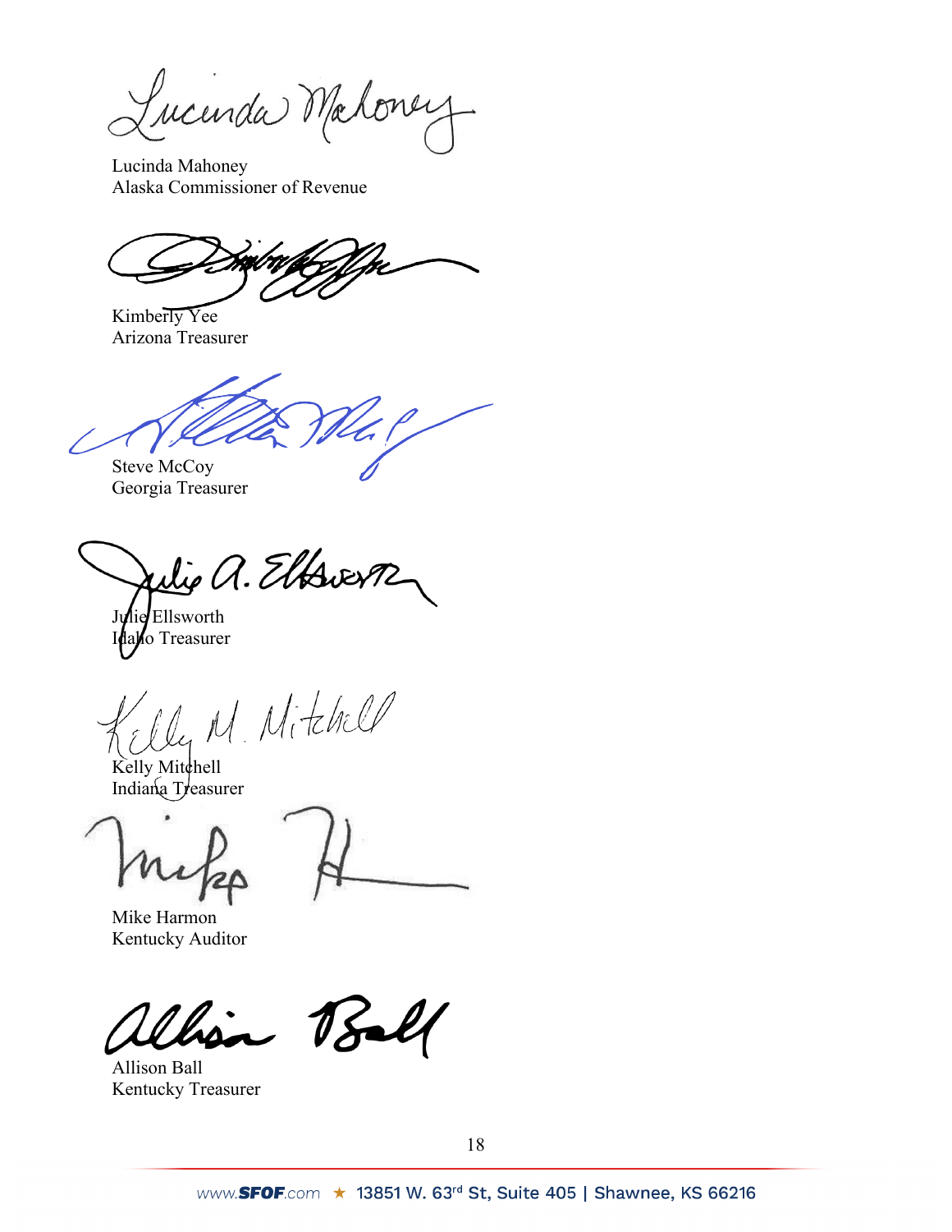Lucinda Mahoney
Alaska Commissioner of Revenue

Kimberly Yee
Arizona Treasurer

Steve McCoy
Georgia Treasurer

Julie Ellsworth
Idaho Treasurer

Kelly Mitchell
Indiana Treasurer

Mike Harmon
Kentucky Auditor

Allison Ball
Kentucky Treasurer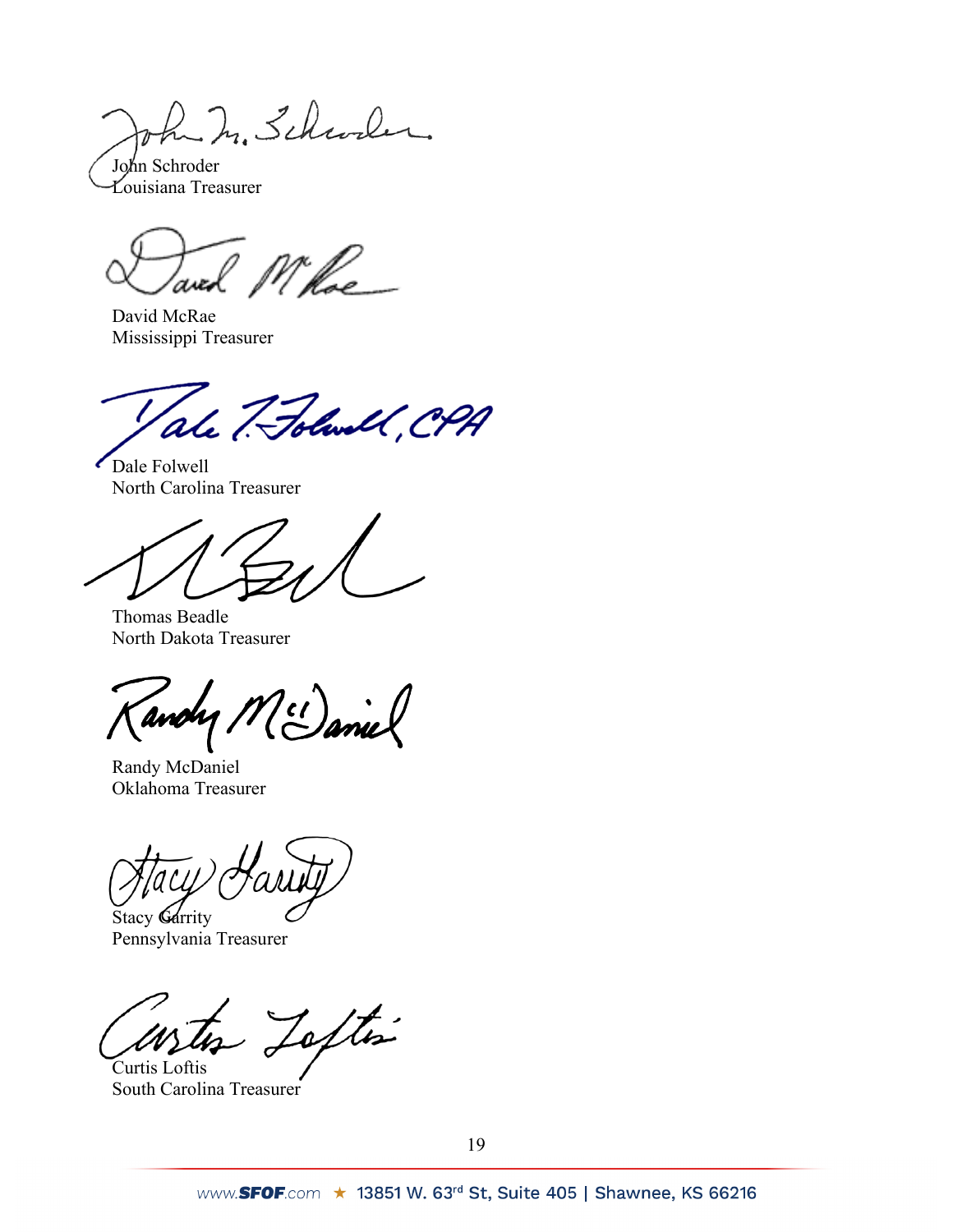John Schroder
Louisiana Treasurer

David McRae
Mississippi Treasurer

Dale Folwell
North Carolina Treasurer

Thomas Beadle
North Dakota Treasurer

Randy McDaniel
Oklahoma Treasurer

Stacy Garrity
Pennsylvania Treasurer

Curtis Loftis
South Carolina Treasurer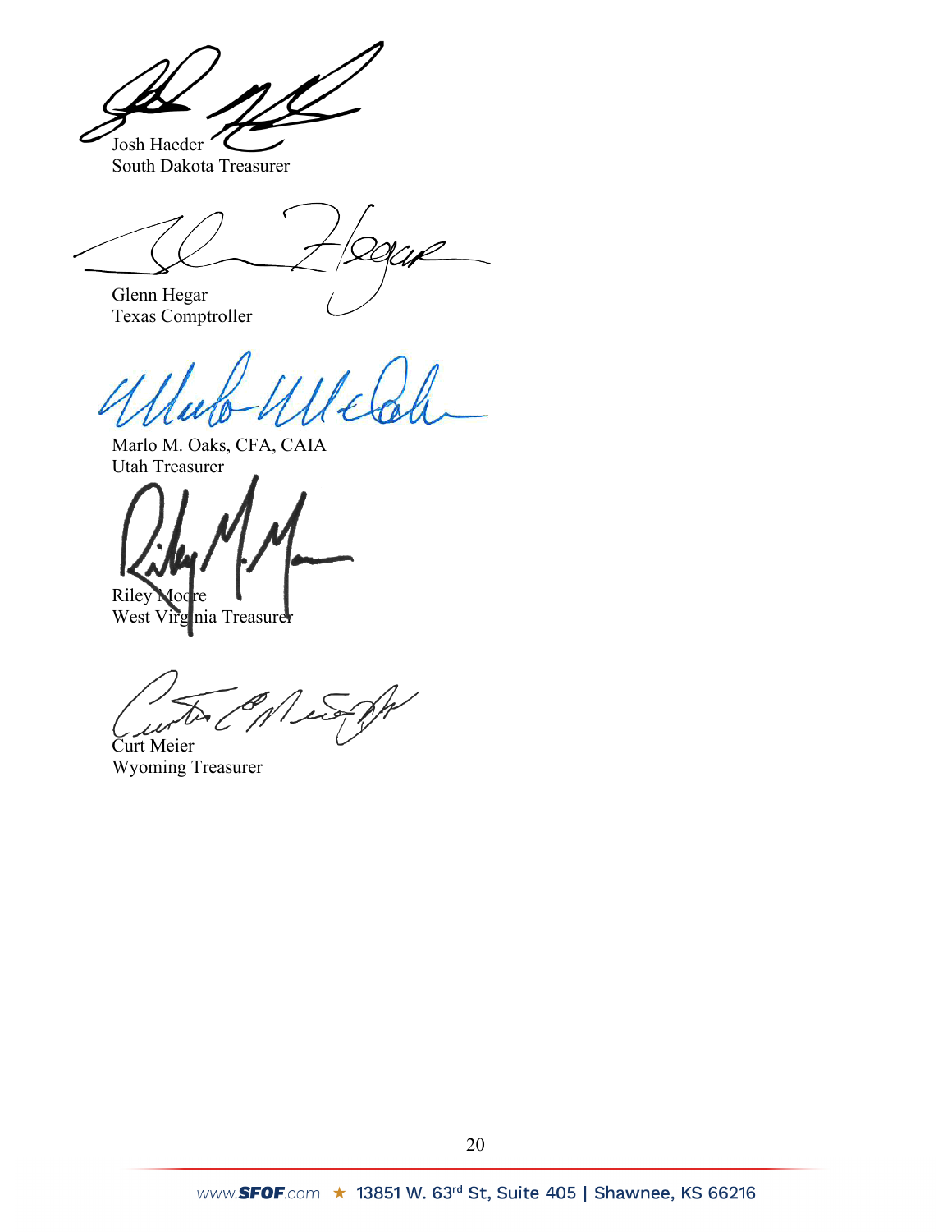Josh Haeder
South Dakota Treasurer

Glenn Hegar
Texas Comptroller

Marlo M. Oaks, CFA, CAIA
Utah Treasurer

Riley Moore
West Virginia Treasurer

Curt Meier
Wyoming Treasurer